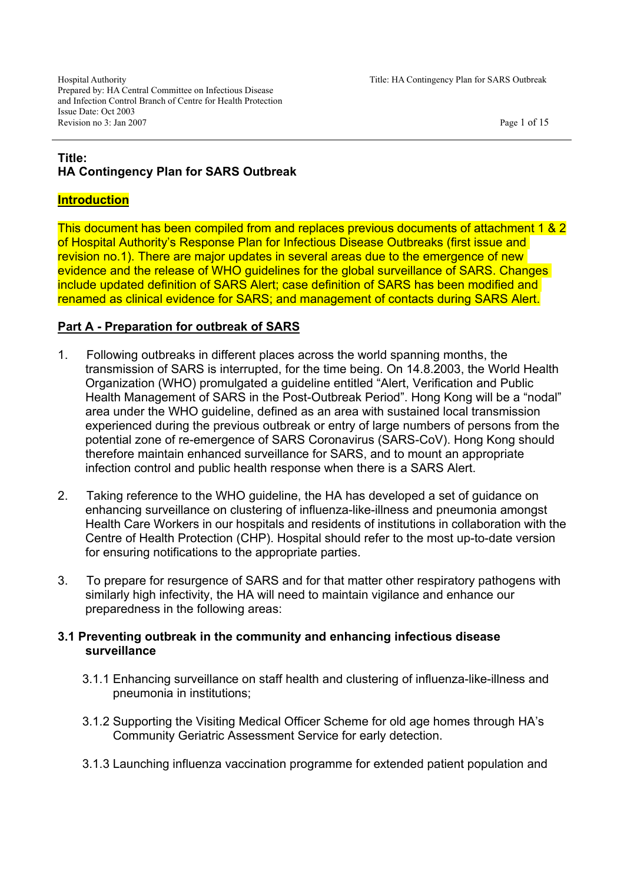**Title:**
**HA Contingency Plan for SARS Outbreak**

## Introduction

This document has been compiled from and replaces previous documents of attachment 1 & 2 of Hospital Authority's Response Plan for Infectious Disease Outbreaks (first issue and revision no.1). There are major updates in several areas due to the emergence of new evidence and the release of WHO guidelines for the global surveillance of SARS. Changes include updated definition of SARS Alert; case definition of SARS has been modified and renamed as clinical evidence for SARS; and management of contacts during SARS Alert.

## Part A - Preparation for outbreak of SARS

1. Following outbreaks in different places across the world spanning months, the transmission of SARS is interrupted, for the time being. On 14.8.2003, the World Health Organization (WHO) promulgated a guideline entitled "Alert, Verification and Public Health Management of SARS in the Post-Outbreak Period". Hong Kong will be a "nodal" area under the WHO guideline, defined as an area with sustained local transmission experienced during the previous outbreak or entry of large numbers of persons from the potential zone of re-emergence of SARS Coronavirus (SARS-CoV). Hong Kong should therefore maintain enhanced surveillance for SARS, and to mount an appropriate infection control and public health response when there is a SARS Alert.

2. Taking reference to the WHO guideline, the HA has developed a set of guidance on enhancing surveillance on clustering of influenza-like-illness and pneumonia amongst Health Care Workers in our hospitals and residents of institutions in collaboration with the Centre of Health Protection (CHP). Hospital should refer to the most up-to-date version for ensuring notifications to the appropriate parties.

3. To prepare for resurgence of SARS and for that matter other respiratory pathogens with similarly high infectivity, the HA will need to maintain vigilance and enhance our preparedness in the following areas:

### 3.1 Preventing outbreak in the community and enhancing infectious disease surveillance

3.1.1 Enhancing surveillance on staff health and clustering of influenza-like-illness and pneumonia in institutions;

3.1.2 Supporting the Visiting Medical Officer Scheme for old age homes through HA's Community Geriatric Assessment Service for early detection.

3.1.3 Launching influenza vaccination programme for extended patient population and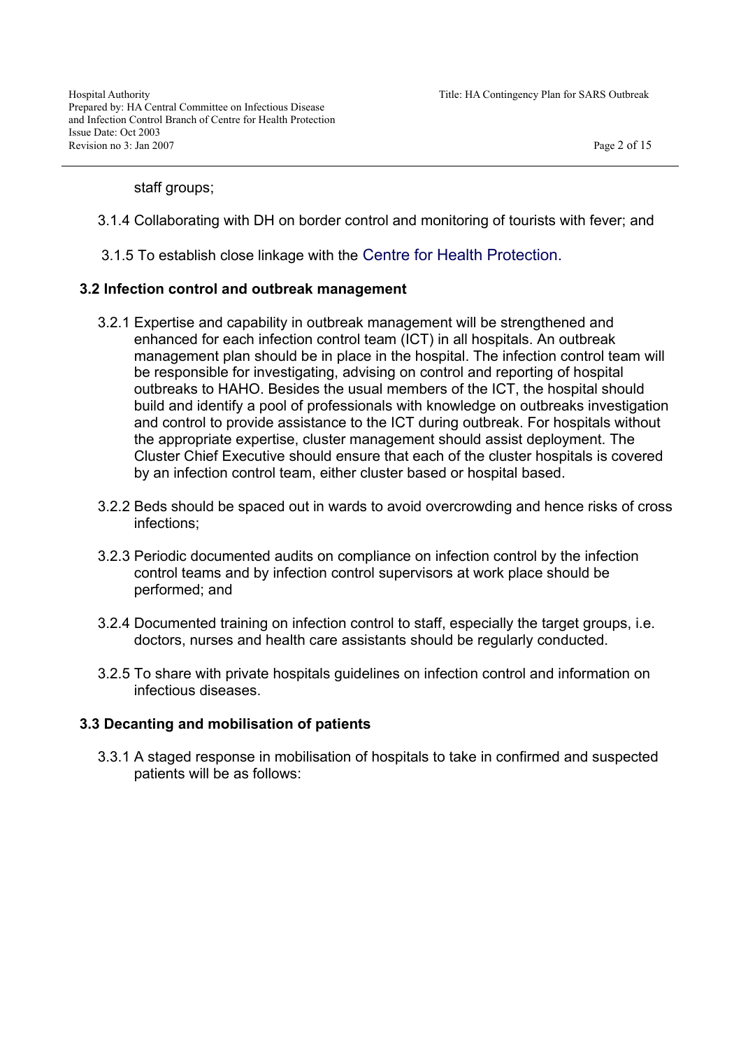staff groups;

3.1.4 Collaborating with DH on border control and monitoring of tourists with fever; and

3.1.5 To establish close linkage with the Centre for Health Protection.

**3.2 Infection control and outbreak management**

3.2.1 Expertise and capability in outbreak management will be strengthened and enhanced for each infection control team (ICT) in all hospitals. An outbreak management plan should be in place in the hospital. The infection control team will be responsible for investigating, advising on control and reporting of hospital outbreaks to HAHO. Besides the usual members of the ICT, the hospital should build and identify a pool of professionals with knowledge on outbreaks investigation and control to provide assistance to the ICT during outbreak. For hospitals without the appropriate expertise, cluster management should assist deployment. The Cluster Chief Executive should ensure that each of the cluster hospitals is covered by an infection control team, either cluster based or hospital based.

3.2.2 Beds should be spaced out in wards to avoid overcrowding and hence risks of cross infections;

3.2.3 Periodic documented audits on compliance on infection control by the infection control teams and by infection control supervisors at work place should be performed; and

3.2.4 Documented training on infection control to staff, especially the target groups, i.e. doctors, nurses and health care assistants should be regularly conducted.

3.2.5 To share with private hospitals guidelines on infection control and information on infectious diseases.

**3.3 Decanting and mobilisation of patients**

3.3.1 A staged response in mobilisation of hospitals to take in confirmed and suspected patients will be as follows: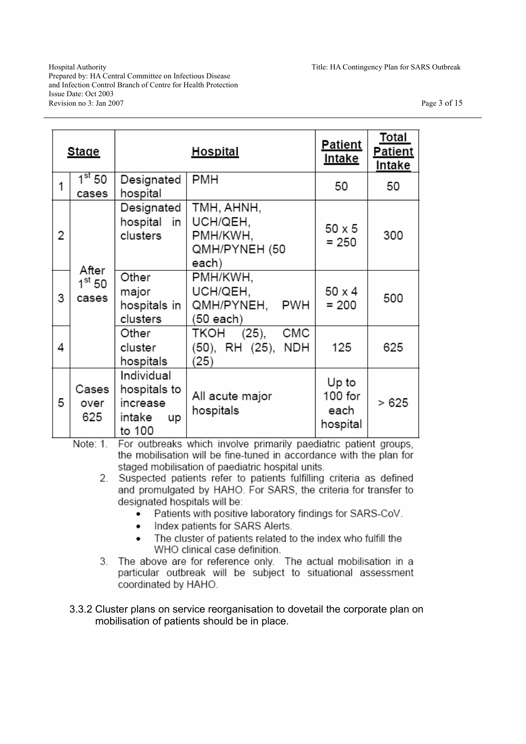| Stage | | Hospital | | Patient Intake | Total Patient Intake |
|---|---|---|---|---|---|
| 1 | 1st 50 cases | Designated hospital | PMH | 50 | 50 |
| 2 | After 1st 50 cases | Designated hospital in clusters | TMH, AHNH, UCH/QEH, PMH/KWH, QMH/PYNEH (50 each) | 50 x 5 = 250 | 300 |
| 3 | | Other major hospitals in clusters | PMH/KWH, UCH/QEH, QMH/PYNEH, PWH (50 each) | 50 x 4 = 200 | 500 |
| 4 | | Other cluster hospitals | TKOH (25), CMC (50), RH (25), NDH (25) | 125 | 625 |
| 5 | Cases over 625 | Individual hospitals to increase intake up to 100 | All acute major hospitals | Up to 100 for each hospital | > 625 |

Note:
1. For outbreaks which involve primarily paediatric patient groups, the mobilisation will be fine-tuned in accordance with the plan for staged mobilisation of paediatric hospital units.
2. Suspected patients refer to patients fulfilling criteria as defined and promulgated by HAHO. For SARS, the criteria for transfer to designated hospitals will be:
   - Patients with positive laboratory findings for SARS-CoV.
   - Index patients for SARS Alerts.
   - The cluster of patients related to the index who fulfill the WHO clinical case definition.
3. The above are for reference only. The actual mobilisation in a particular outbreak will be subject to situational assessment coordinated by HAHO.

3.3.2 Cluster plans on service reorganisation to dovetail the corporate plan on mobilisation of patients should be in place.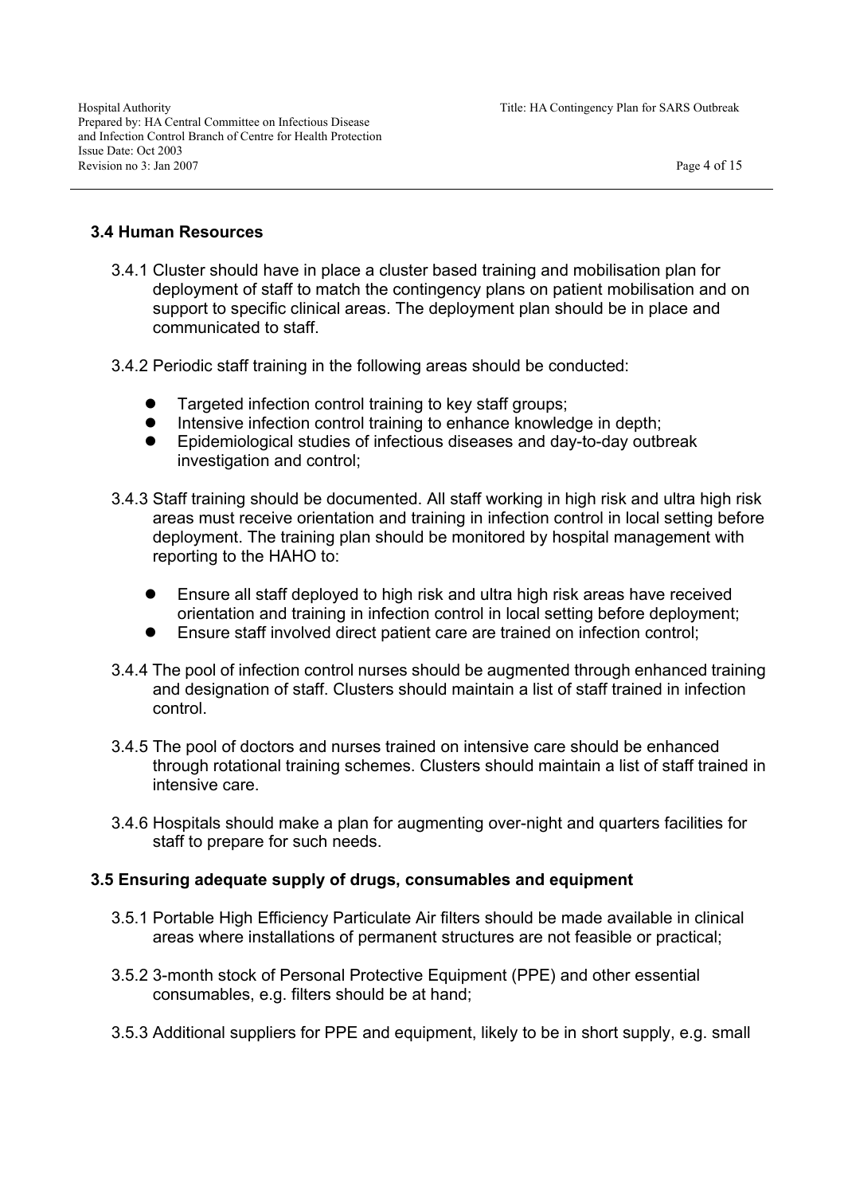### 3.4 Human Resources

3.4.1 Cluster should have in place a cluster based training and mobilisation plan for deployment of staff to match the contingency plans on patient mobilisation and on support to specific clinical areas. The deployment plan should be in place and communicated to staff.

3.4.2 Periodic staff training in the following areas should be conducted:

- Targeted infection control training to key staff groups;
- Intensive infection control training to enhance knowledge in depth;
- Epidemiological studies of infectious diseases and day-to-day outbreak investigation and control;

3.4.3 Staff training should be documented. All staff working in high risk and ultra high risk areas must receive orientation and training in infection control in local setting before deployment. The training plan should be monitored by hospital management with reporting to the HAHO to:

- Ensure all staff deployed to high risk and ultra high risk areas have received orientation and training in infection control in local setting before deployment;
- Ensure staff involved direct patient care are trained on infection control;

3.4.4 The pool of infection control nurses should be augmented through enhanced training and designation of staff. Clusters should maintain a list of staff trained in infection control.

3.4.5 The pool of doctors and nurses trained on intensive care should be enhanced through rotational training schemes. Clusters should maintain a list of staff trained in intensive care.

3.4.6 Hospitals should make a plan for augmenting over-night and quarters facilities for staff to prepare for such needs.

### 3.5 Ensuring adequate supply of drugs, consumables and equipment

3.5.1 Portable High Efficiency Particulate Air filters should be made available in clinical areas where installations of permanent structures are not feasible or practical;

3.5.2 3-month stock of Personal Protective Equipment (PPE) and other essential consumables, e.g. filters should be at hand;

3.5.3 Additional suppliers for PPE and equipment, likely to be in short supply, e.g. small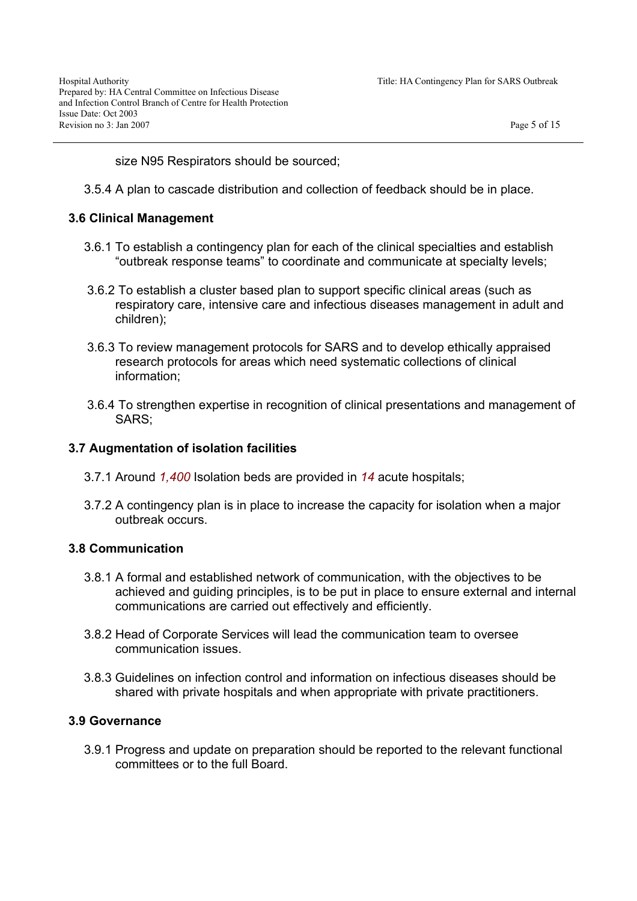size N95 Respirators should be sourced;

3.5.4 A plan to cascade distribution and collection of feedback should be in place.

### 3.6 Clinical Management

3.6.1 To establish a contingency plan for each of the clinical specialties and establish "outbreak response teams" to coordinate and communicate at specialty levels;

3.6.2 To establish a cluster based plan to support specific clinical areas (such as respiratory care, intensive care and infectious diseases management in adult and children);

3.6.3 To review management protocols for SARS and to develop ethically appraised research protocols for areas which need systematic collections of clinical information;

3.6.4 To strengthen expertise in recognition of clinical presentations and management of SARS;

### 3.7 Augmentation of isolation facilities

3.7.1 Around *1,400* Isolation beds are provided in *14* acute hospitals;

3.7.2 A contingency plan is in place to increase the capacity for isolation when a major outbreak occurs.

### 3.8 Communication

3.8.1 A formal and established network of communication, with the objectives to be achieved and guiding principles, is to be put in place to ensure external and internal communications are carried out effectively and efficiently.

3.8.2 Head of Corporate Services will lead the communication team to oversee communication issues.

3.8.3 Guidelines on infection control and information on infectious diseases should be shared with private hospitals and when appropriate with private practitioners.

### 3.9 Governance

3.9.1 Progress and update on preparation should be reported to the relevant functional committees or to the full Board.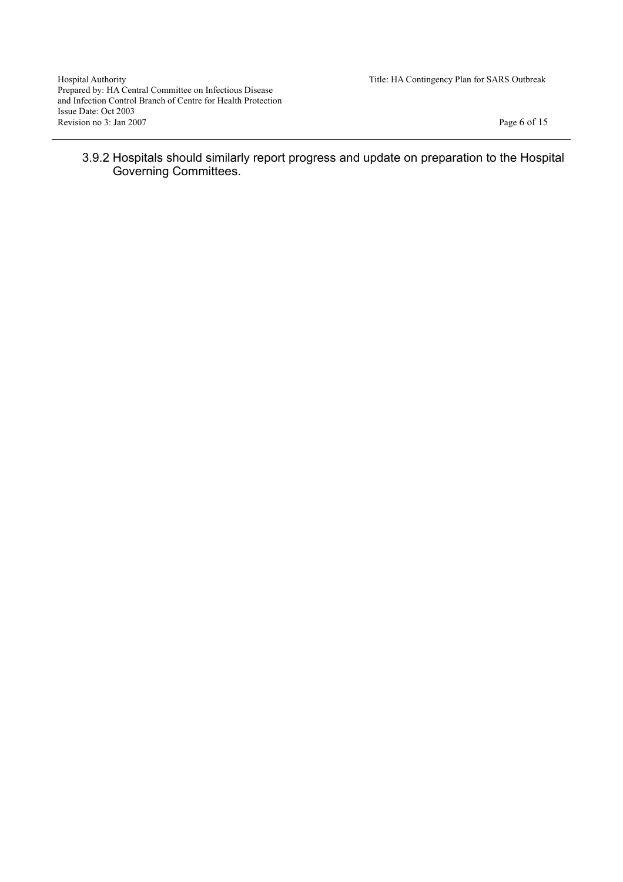3.9.2 Hospitals should similarly report progress and update on preparation to the Hospital Governing Committees.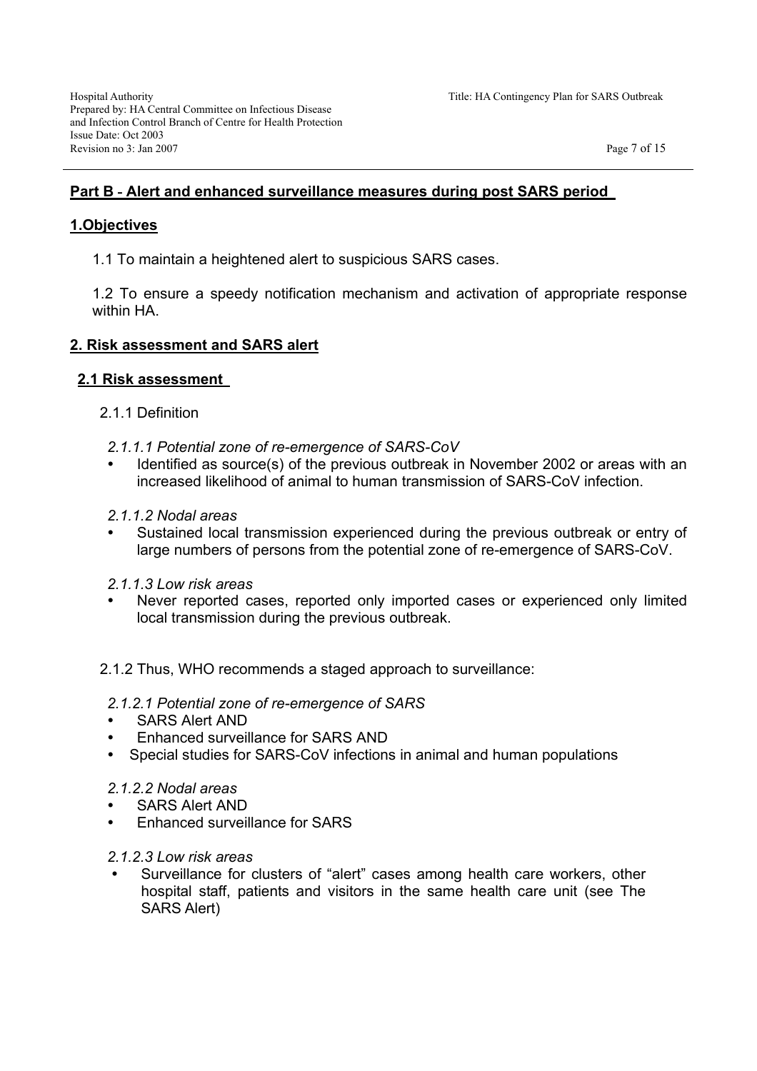## Part B - Alert and enhanced surveillance measures during post SARS period

### 1. Objectives

1.1 To maintain a heightened alert to suspicious SARS cases.

1.2 To ensure a speedy notification mechanism and activation of appropriate response within HA.

### 2. Risk assessment and SARS alert

#### 2.1 Risk assessment

2.1.1 Definition

*2.1.1.1 Potential zone of re-emergence of SARS-CoV*

- Identified as source(s) of the previous outbreak in November 2002 or areas with an increased likelihood of animal to human transmission of SARS-CoV infection.

*2.1.1.2 Nodal areas*

- Sustained local transmission experienced during the previous outbreak or entry of large numbers of persons from the potential zone of re-emergence of SARS-CoV.

*2.1.1.3 Low risk areas*

- Never reported cases, reported only imported cases or experienced only limited local transmission during the previous outbreak.

2.1.2 Thus, WHO recommends a staged approach to surveillance:

*2.1.2.1 Potential zone of re-emergence of SARS*

- SARS Alert AND
- Enhanced surveillance for SARS AND
- Special studies for SARS-CoV infections in animal and human populations

*2.1.2.2 Nodal areas*

- SARS Alert AND
- Enhanced surveillance for SARS

*2.1.2.3 Low risk areas*

- Surveillance for clusters of "alert" cases among health care workers, other hospital staff, patients and visitors in the same health care unit (see The SARS Alert)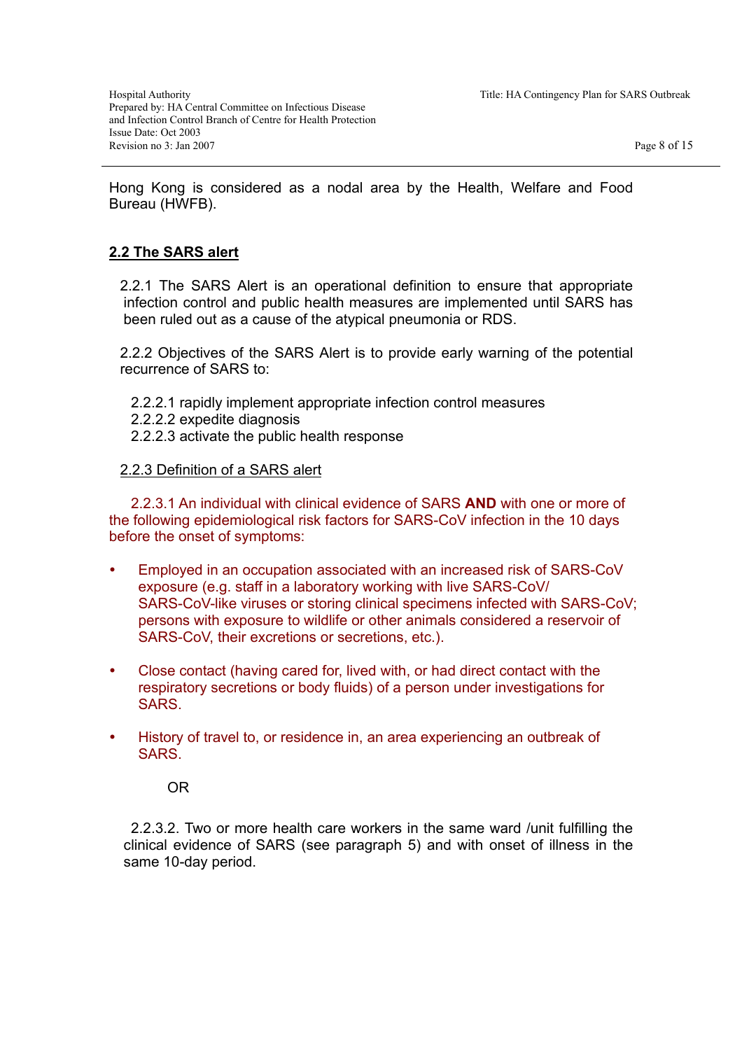Hong Kong is considered as a nodal area by the Health, Welfare and Food Bureau (HWFB).

## 2.2 The SARS alert

2.2.1 The SARS Alert is an operational definition to ensure that appropriate infection control and public health measures are implemented until SARS has been ruled out as a cause of the atypical pneumonia or RDS.

2.2.2 Objectives of the SARS Alert is to provide early warning of the potential recurrence of SARS to:

2.2.2.1 rapidly implement appropriate infection control measures
2.2.2.2 expedite diagnosis
2.2.2.3 activate the public health response

### 2.2.3 Definition of a SARS alert

2.2.3.1 An individual with clinical evidence of SARS **AND** with one or more of the following epidemiological risk factors for SARS-CoV infection in the 10 days before the onset of symptoms:

- Employed in an occupation associated with an increased risk of SARS-CoV exposure (e.g. staff in a laboratory working with live SARS-CoV/ SARS-CoV-like viruses or storing clinical specimens infected with SARS-CoV; persons with exposure to wildlife or other animals considered a reservoir of SARS-CoV, their excretions or secretions, etc.).

- Close contact (having cared for, lived with, or had direct contact with the respiratory secretions or body fluids) of a person under investigations for SARS.

- History of travel to, or residence in, an area experiencing an outbreak of SARS.

OR

2.2.3.2. Two or more health care workers in the same ward /unit fulfilling the clinical evidence of SARS (see paragraph 5) and with onset of illness in the same 10-day period.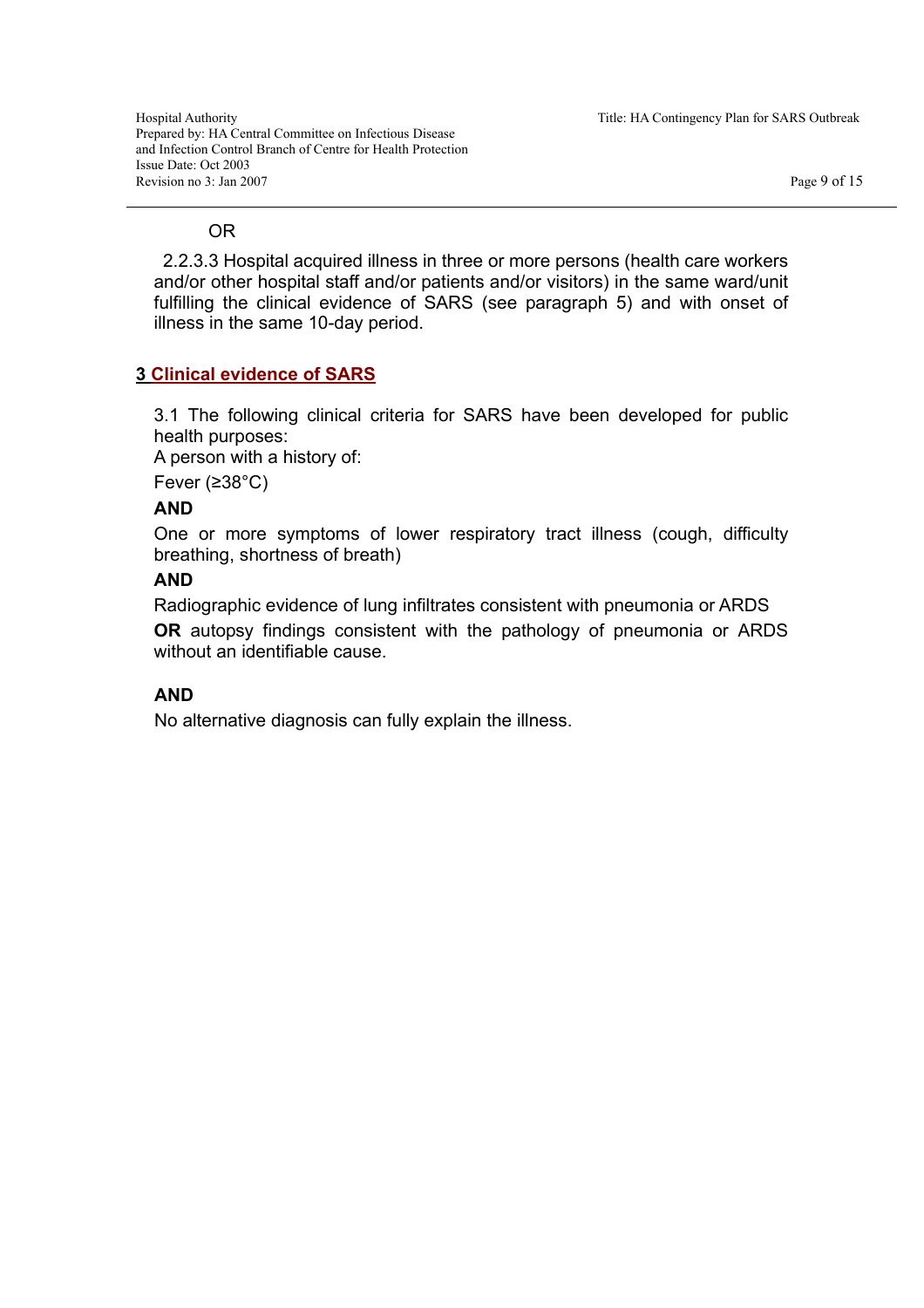OR

2.2.3.3 Hospital acquired illness in three or more persons (health care workers and/or other hospital staff and/or patients and/or visitors) in the same ward/unit fulfilling the clinical evidence of SARS (see paragraph 5) and with onset of illness in the same 10-day period.

## 3 Clinical evidence of SARS

3.1 The following clinical criteria for SARS have been developed for public health purposes:

A person with a history of:

Fever (≥38°C)

**AND**

One or more symptoms of lower respiratory tract illness (cough, difficulty breathing, shortness of breath)

**AND**

Radiographic evidence of lung infiltrates consistent with pneumonia or ARDS **OR** autopsy findings consistent with the pathology of pneumonia or ARDS without an identifiable cause.

**AND**

No alternative diagnosis can fully explain the illness.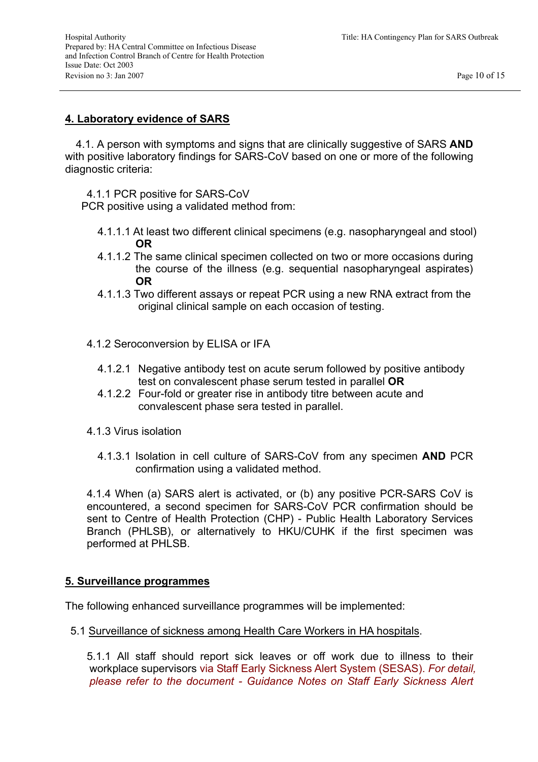## 4. Laboratory evidence of SARS

4.1. A person with symptoms and signs that are clinically suggestive of SARS **AND** with positive laboratory findings for SARS-CoV based on one or more of the following diagnostic criteria:

4.1.1 PCR positive for SARS-CoV

PCR positive using a validated method from:

4.1.1.1 At least two different clinical specimens (e.g. nasopharyngeal and stool) **OR**

4.1.1.2 The same clinical specimen collected on two or more occasions during the course of the illness (e.g. sequential nasopharyngeal aspirates) **OR**

4.1.1.3 Two different assays or repeat PCR using a new RNA extract from the original clinical sample on each occasion of testing.

4.1.2 Seroconversion by ELISA or IFA

4.1.2.1 Negative antibody test on acute serum followed by positive antibody test on convalescent phase serum tested in parallel **OR**

4.1.2.2 Four-fold or greater rise in antibody titre between acute and convalescent phase sera tested in parallel.

4.1.3 Virus isolation

4.1.3.1 Isolation in cell culture of SARS-CoV from any specimen **AND** PCR confirmation using a validated method.

4.1.4 When (a) SARS alert is activated, or (b) any positive PCR-SARS CoV is encountered, a second specimen for SARS-CoV PCR confirmation should be sent to Centre of Health Protection (CHP) - Public Health Laboratory Services Branch (PHLSB), or alternatively to HKU/CUHK if the first specimen was performed at PHLSB.

## 5. Surveillance programmes

The following enhanced surveillance programmes will be implemented:

5.1 Surveillance of sickness among Health Care Workers in HA hospitals.

5.1.1 All staff should report sick leaves or off work due to illness to their workplace supervisors via Staff Early Sickness Alert System (SESAS). *For detail, please refer to the document - Guidance Notes on Staff Early Sickness Alert*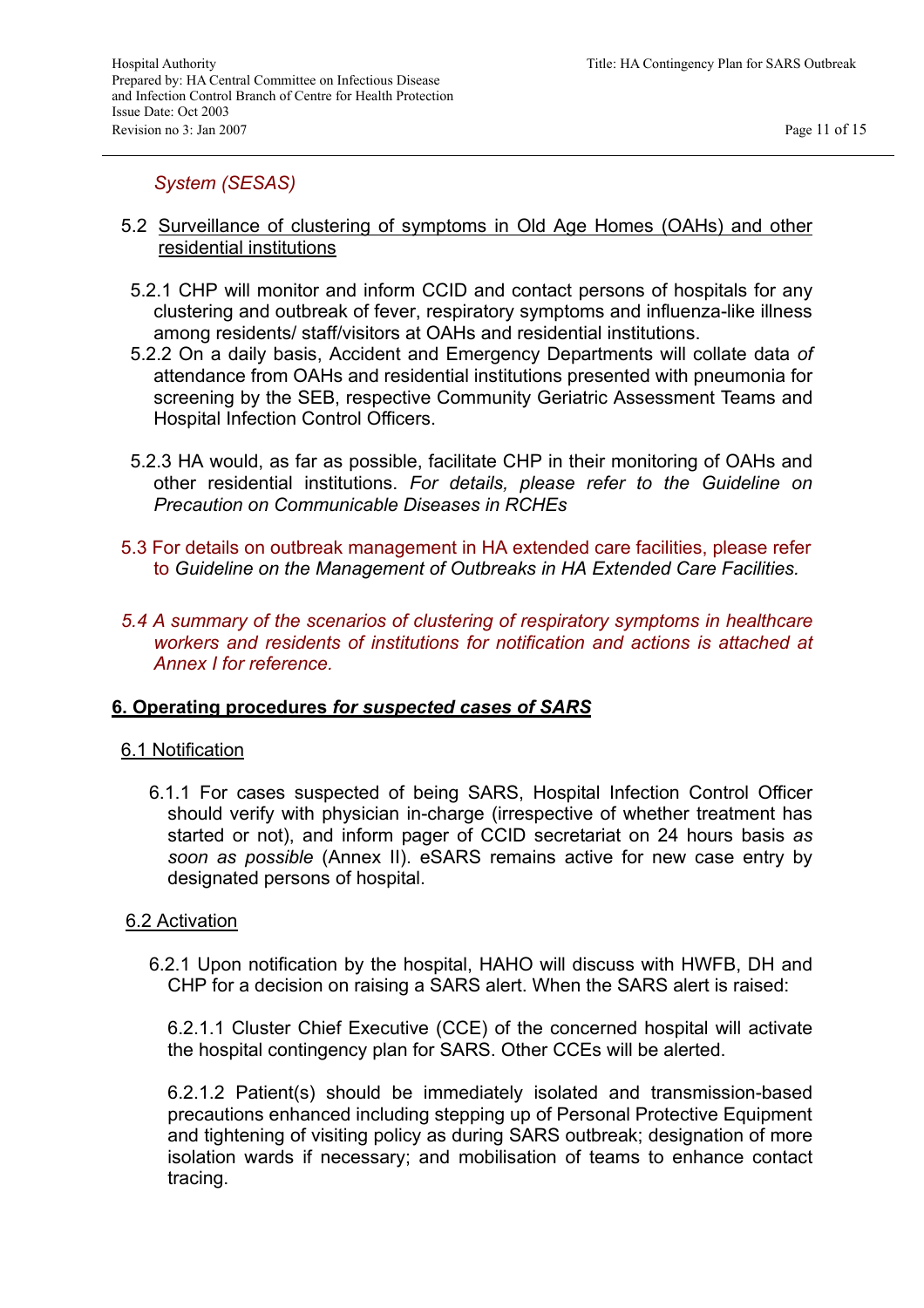*System (SESAS)*

5.2 Surveillance of clustering of symptoms in Old Age Homes (OAHs) and other residential institutions

5.2.1 CHP will monitor and inform CCID and contact persons of hospitals for any clustering and outbreak of fever, respiratory symptoms and influenza-like illness among residents/ staff/visitors at OAHs and residential institutions.

5.2.2 On a daily basis, Accident and Emergency Departments will collate data *of* attendance from OAHs and residential institutions presented with pneumonia for screening by the SEB, respective Community Geriatric Assessment Teams and Hospital Infection Control Officers.

5.2.3 HA would, as far as possible, facilitate CHP in their monitoring of OAHs and other residential institutions. *For details, please refer to the Guideline on Precaution on Communicable Diseases in RCHEs*

5.3 For details on outbreak management in HA extended care facilities, please refer to *Guideline on the Management of Outbreaks in HA Extended Care Facilities.*

*5.4 A summary of the scenarios of clustering of respiratory symptoms in healthcare workers and residents of institutions for notification and actions is attached at Annex I for reference.*

## 6. Operating procedures *for suspected cases of SARS*

### 6.1 Notification

6.1.1 For cases suspected of being SARS, Hospital Infection Control Officer should verify with physician in-charge (irrespective of whether treatment has started or not), and inform pager of CCID secretariat on 24 hours basis *as soon as possible* (Annex II). eSARS remains active for new case entry by designated persons of hospital.

### 6.2 Activation

6.2.1 Upon notification by the hospital, HAHO will discuss with HWFB, DH and CHP for a decision on raising a SARS alert. When the SARS alert is raised:

6.2.1.1 Cluster Chief Executive (CCE) of the concerned hospital will activate the hospital contingency plan for SARS. Other CCEs will be alerted.

6.2.1.2 Patient(s) should be immediately isolated and transmission-based precautions enhanced including stepping up of Personal Protective Equipment and tightening of visiting policy as during SARS outbreak; designation of more isolation wards if necessary; and mobilisation of teams to enhance contact tracing.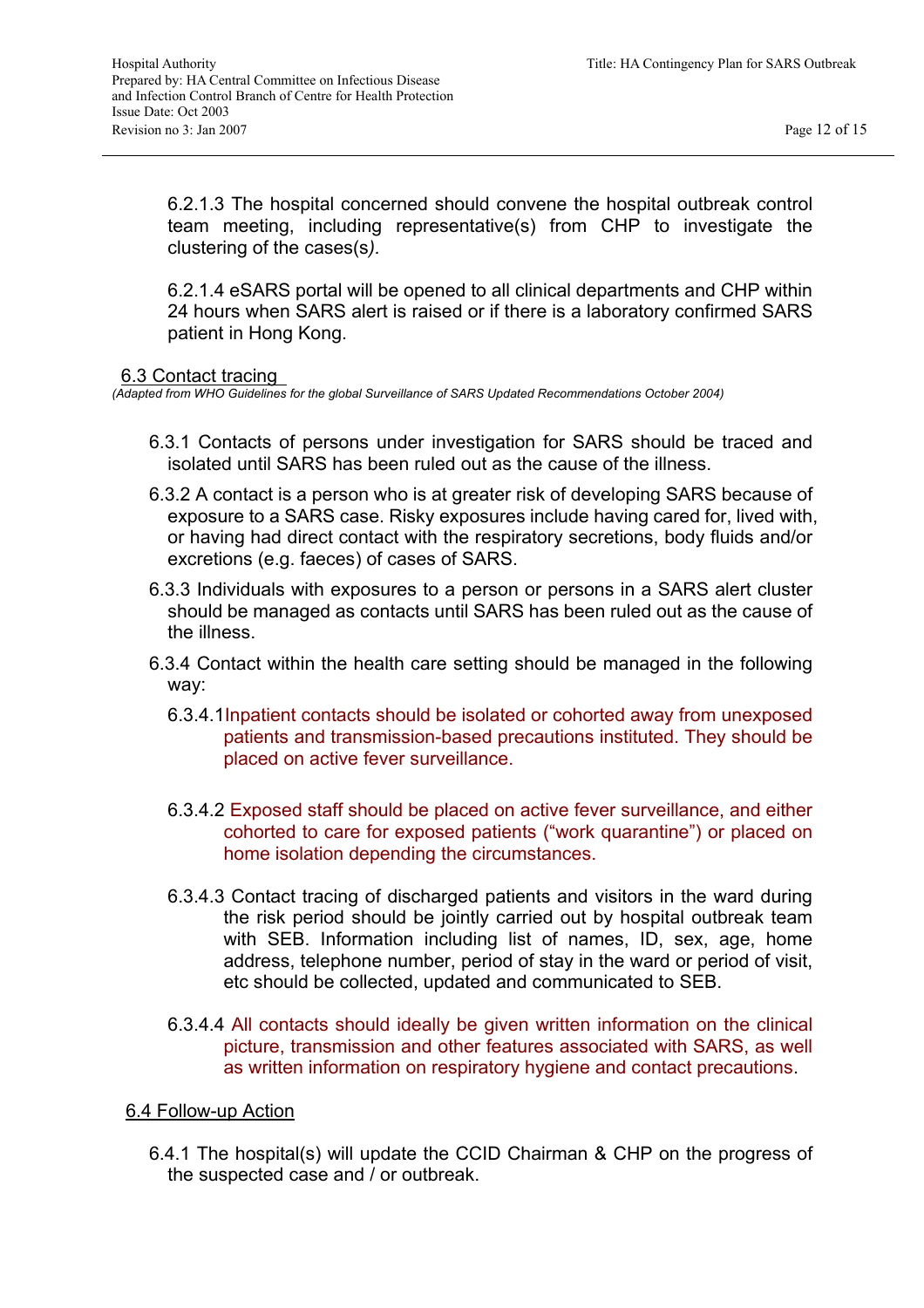6.2.1.3 The hospital concerned should convene the hospital outbreak control team meeting, including representative(s) from CHP to investigate the clustering of the cases(s*).*

6.2.1.4 eSARS portal will be opened to all clinical departments and CHP within 24 hours when SARS alert is raised or if there is a laboratory confirmed SARS patient in Hong Kong.

### 6.3 Contact tracing

*(Adapted from WHO Guidelines for the global Surveillance of SARS Updated Recommendations October 2004)*

6.3.1 Contacts of persons under investigation for SARS should be traced and isolated until SARS has been ruled out as the cause of the illness.

6.3.2 A contact is a person who is at greater risk of developing SARS because of exposure to a SARS case. Risky exposures include having cared for, lived with, or having had direct contact with the respiratory secretions, body fluids and/or excretions (e.g. faeces) of cases of SARS.

6.3.3 Individuals with exposures to a person or persons in a SARS alert cluster should be managed as contacts until SARS has been ruled out as the cause of the illness.

6.3.4 Contact within the health care setting should be managed in the following way:

6.3.4.1 Inpatient contacts should be isolated or cohorted away from unexposed patients and transmission-based precautions instituted. They should be placed on active fever surveillance.

6.3.4.2 Exposed staff should be placed on active fever surveillance, and either cohorted to care for exposed patients ("work quarantine") or placed on home isolation depending the circumstances.

6.3.4.3 Contact tracing of discharged patients and visitors in the ward during the risk period should be jointly carried out by hospital outbreak team with SEB. Information including list of names, ID, sex, age, home address, telephone number, period of stay in the ward or period of visit, etc should be collected, updated and communicated to SEB.

6.3.4.4 All contacts should ideally be given written information on the clinical picture, transmission and other features associated with SARS, as well as written information on respiratory hygiene and contact precautions.

### 6.4 Follow-up Action

6.4.1 The hospital(s) will update the CCID Chairman & CHP on the progress of the suspected case and / or outbreak.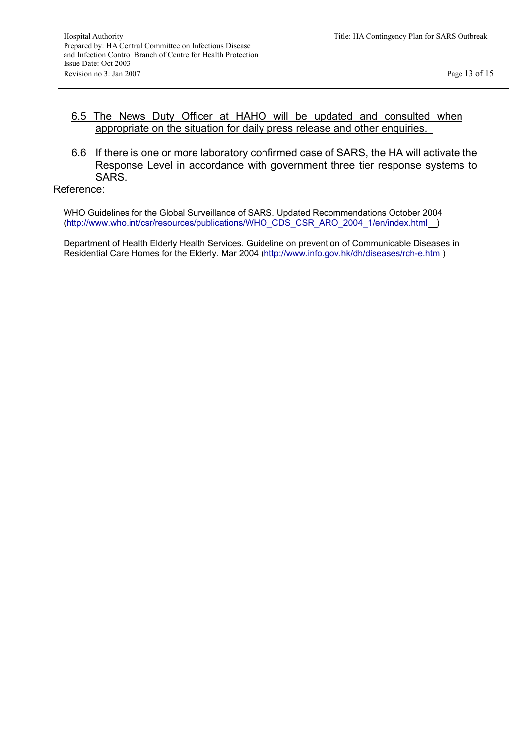6.5 <u>The News Duty Officer at HAHO will be updated and consulted when appropriate on the situation for daily press release and other enquiries.</u>

6.6 If there is one or more laboratory confirmed case of SARS, the HA will activate the Response Level in accordance with government three tier response systems to SARS.

Reference:

WHO Guidelines for the Global Surveillance of SARS. Updated Recommendations October 2004 (http://www.who.int/csr/resources/publications/WHO_CDS_CSR_ARO_2004_1/en/index.html )

Department of Health Elderly Health Services. Guideline on prevention of Communicable Diseases in Residential Care Homes for the Elderly. Mar 2004 (http://www.info.gov.hk/dh/diseases/rch-e.htm )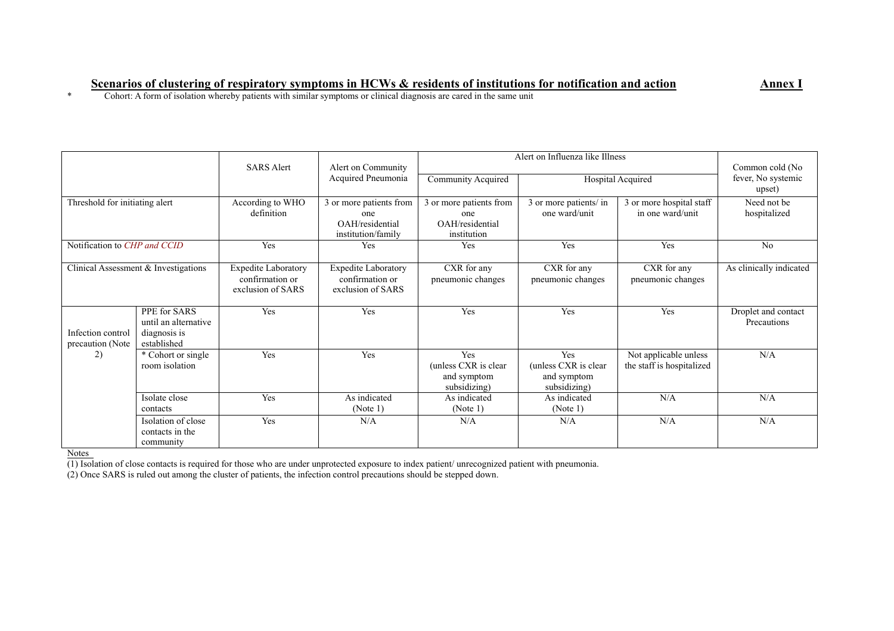## Scenarios of clustering of respiratory symptoms in HCWs & residents of institutions for notification and action

**Annex I**

\* Cohort: A form of isolation whereby patients with similar symptoms or clinical diagnosis are cared in the same unit

| | | SARS Alert | Alert on Community Acquired Pneumonia | Alert on Influenza like Illness | | | Common cold (No fever, No systemic upset) |
|---|---|---|---|---|---|---|---|
| | | | | Community Acquired | Hospital Acquired | | |
| Threshold for initiating alert | | According to WHO definition | 3 or more patients from one OAH/residential institution/family | 3 or more patients from one OAH/residential institution | 3 or more patients/ in one ward/unit | 3 or more hospital staff in one ward/unit | Need not be hospitalized |
| Notification to *CHP and CCID* | | Yes | Yes | Yes | Yes | Yes | No |
| Clinical Assessment & Investigations | | Expedite Laboratory confirmation or exclusion of SARS | Expedite Laboratory confirmation or exclusion of SARS | CXR for any pneumonic changes | CXR for any pneumonic changes | CXR for any pneumonic changes | As clinically indicated |
| Infection control precaution (Note 2) | PPE for SARS until an alternative diagnosis is established | Yes | Yes | Yes | Yes | Yes | Droplet and contact Precautions |
| | * Cohort or single room isolation | Yes | Yes | Yes (unless CXR is clear and symptom subsidizing) | Yes (unless CXR is clear and symptom subsidizing) | Not applicable unless the staff is hospitalized | N/A |
| | Isolate close contacts | Yes | As indicated (Note 1) | As indicated (Note 1) | As indicated (Note 1) | N/A | N/A |
| | Isolation of close contacts in the community | Yes | N/A | N/A | N/A | N/A | N/A |

Notes

(1) Isolation of close contacts is required for those who are under unprotected exposure to index patient/ unrecognized patient with pneumonia.

(2) Once SARS is ruled out among the cluster of patients, the infection control precautions should be stepped down.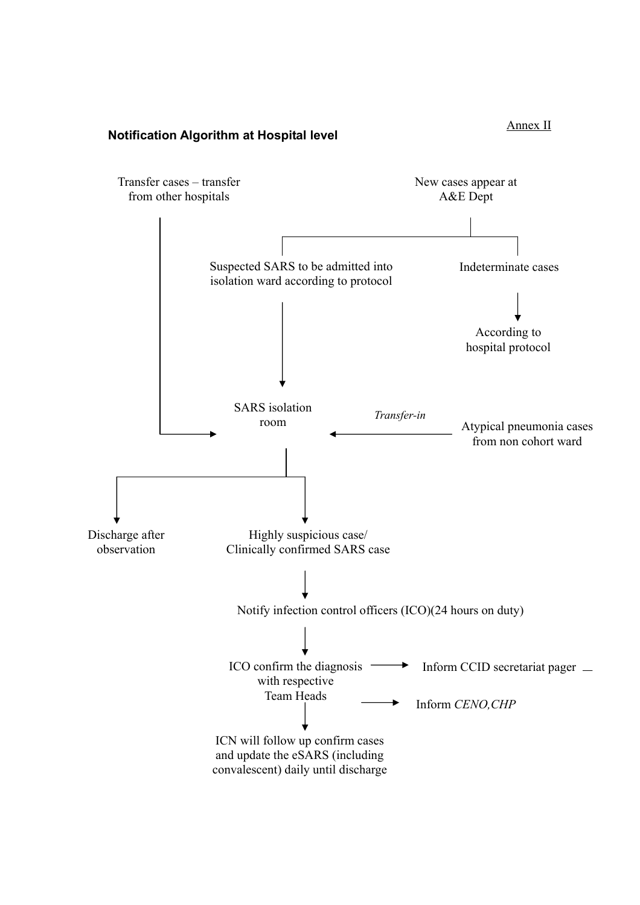Annex II

**Notification Algorithm at Hospital level**

Transfer cases – transfer from other hospitals

New cases appear at A&E Dept

Suspected SARS to be admitted into isolation ward according to protocol

Indeterminate cases

According to hospital protocol

SARS isolation room

*Transfer-in*

Atypical pneumonia cases from non cohort ward

Discharge after observation

Highly suspicious case/ Clinically confirmed SARS case

Notify infection control officers (ICO)(24 hours on duty)

ICO confirm the diagnosis with respective Team Heads

Inform CCID secretariat pager

Inform *CENO,CHP*

ICN will follow up confirm cases and update the eSARS (including convalescent) daily until discharge